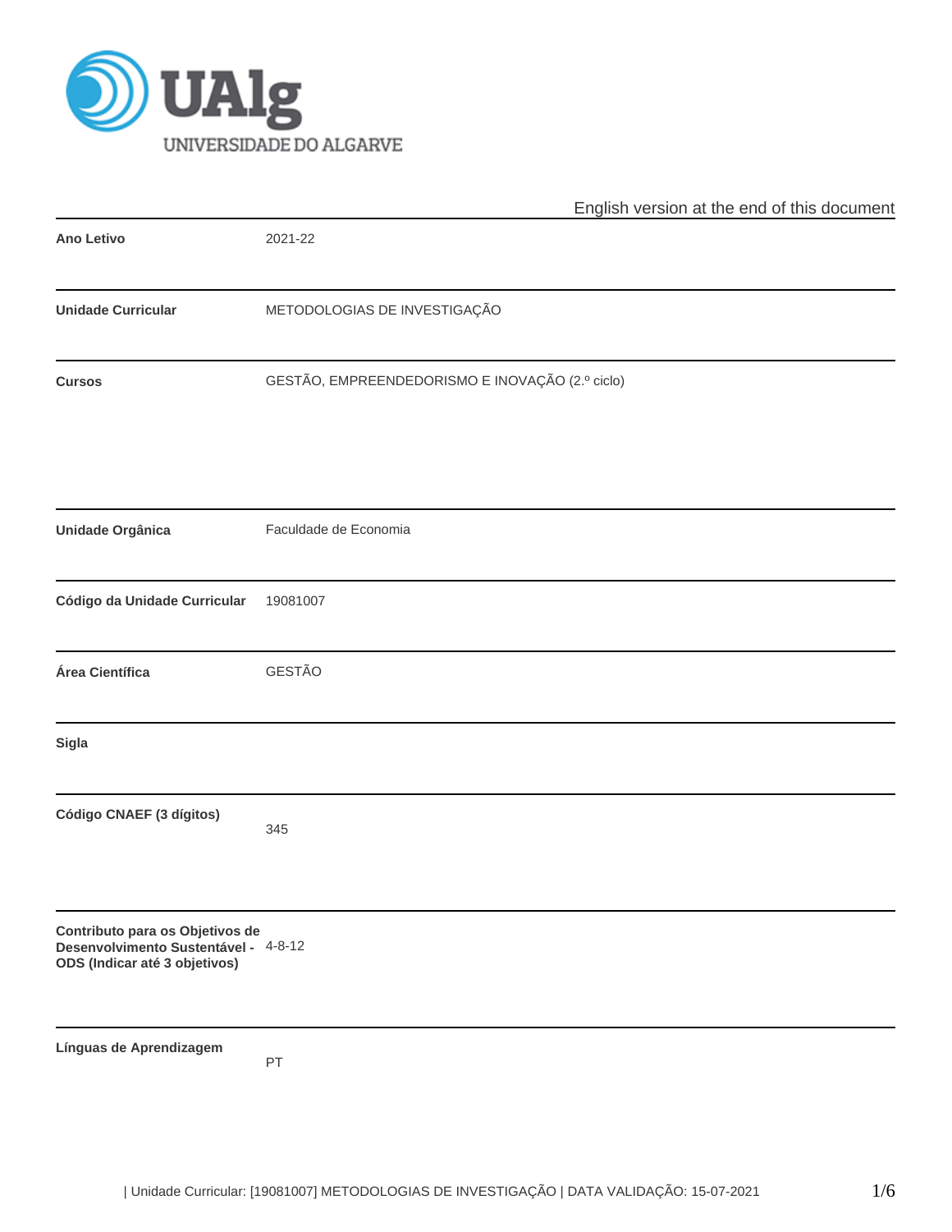English version at the end of this document

| | |
|---|---|
| **Ano Letivo** | 2021-22 |
| **Unidade Curricular** | METODOLOGIAS DE INVESTIGAÇÃO |
| **Cursos** | GESTÃO, EMPREENDEDORISMO E INOVAÇÃO (2.º ciclo) |
| **Unidade Orgânica** | Faculdade de Economia |
| **Código da Unidade Curricular** | 19081007 |
| **Área Científica** | GESTÃO |
| **Sigla** | |
| **Código CNAEF (3 dígitos)** | 345 |
| **Contributo para os Objetivos de Desenvolvimento Sustentável - ODS (Indicar até 3 objetivos)** | 4-8-12 |
| **Línguas de Aprendizagem** | PT |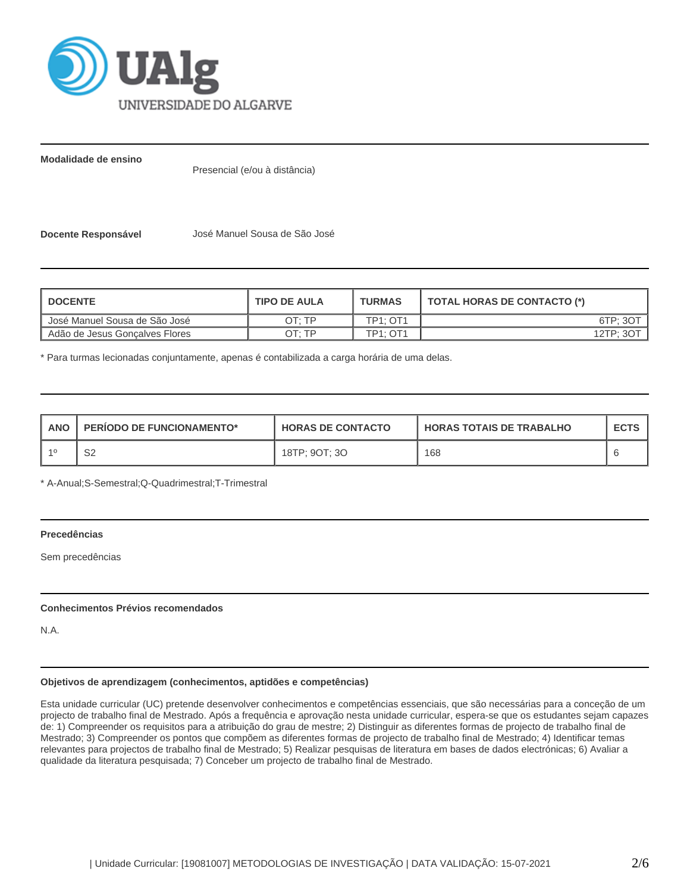**Modalidade de ensino**

Presencial (e/ou à distância)

**Docente Responsável** José Manuel Sousa de São José

| DOCENTE | TIPO DE AULA | TURMAS | TOTAL HORAS DE CONTACTO (*) |
|---|---|---|---|
| José Manuel Sousa de São José | OT; TP | TP1; OT1 | 6TP; 3OT |
| Adão de Jesus Gonçalves Flores | OT; TP | TP1; OT1 | 12TP; 3OT |

* Para turmas lecionadas conjuntamente, apenas é contabilizada a carga horária de uma delas.

| ANO | PERÍODO DE FUNCIONAMENTO* | HORAS DE CONTACTO | HORAS TOTAIS DE TRABALHO | ECTS |
|---|---|---|---|---|
| 1º | S2 | 18TP; 9OT; 3O | 168 | 6 |

* A-Anual;S-Semestral;Q-Quadrimestral;T-Trimestral

**Precedências**

Sem precedências

**Conhecimentos Prévios recomendados**

N.A.

**Objetivos de aprendizagem (conhecimentos, aptidões e competências)**

Esta unidade curricular (UC) pretende desenvolver conhecimentos e competências essenciais, que são necessárias para a conceção de um projecto de trabalho final de Mestrado. Após a frequência e aprovação nesta unidade curricular, espera-se que os estudantes sejam capazes de: 1) Compreender os requisitos para a atribuição do grau de mestre; 2) Distinguir as diferentes formas de projecto de trabalho final de Mestrado; 3) Compreender os pontos que compõem as diferentes formas de projecto de trabalho final de Mestrado; 4) Identificar temas relevantes para projectos de trabalho final de Mestrado; 5) Realizar pesquisas de literatura em bases de dados electrónicas; 6) Avaliar a qualidade da literatura pesquisada; 7) Conceber um projecto de trabalho final de Mestrado.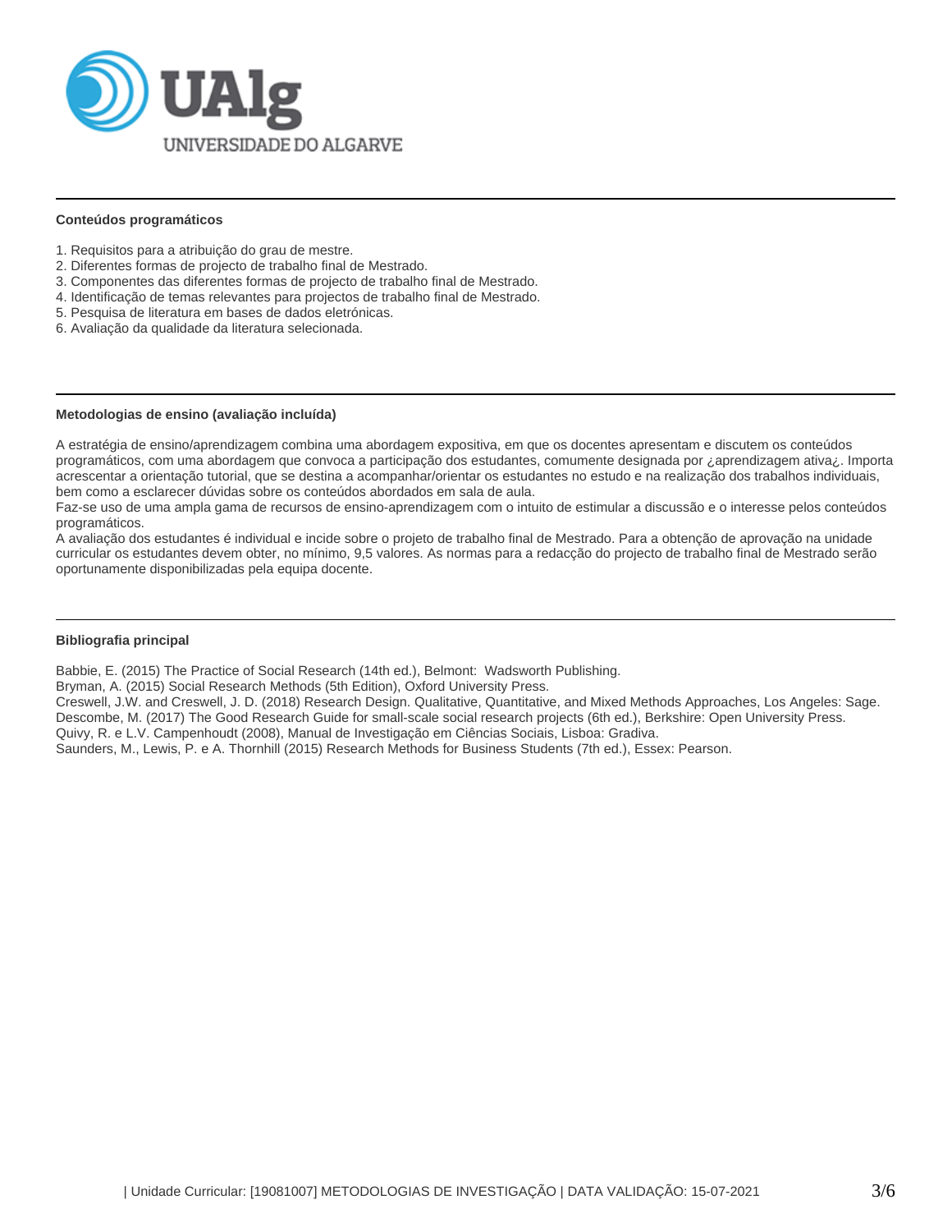## Conteúdos programáticos

1. Requisitos para a atribuição do grau de mestre.
2. Diferentes formas de projecto de trabalho final de Mestrado.
3. Componentes das diferentes formas de projecto de trabalho final de Mestrado.
4. Identificação de temas relevantes para projectos de trabalho final de Mestrado.
5. Pesquisa de literatura em bases de dados eletrónicas.
6. Avaliação da qualidade da literatura selecionada.

## Metodologias de ensino (avaliação incluída)

A estratégia de ensino/aprendizagem combina uma abordagem expositiva, em que os docentes apresentam e discutem os conteúdos programáticos, com uma abordagem que convoca a participação dos estudantes, comumente designada por ¿aprendizagem ativa¿. Importa acrescentar a orientação tutorial, que se destina a acompanhar/orientar os estudantes no estudo e na realização dos trabalhos individuais, bem como a esclarecer dúvidas sobre os conteúdos abordados em sala de aula.

Faz-se uso de uma ampla gama de recursos de ensino-aprendizagem com o intuito de estimular a discussão e o interesse pelos conteúdos programáticos.

A avaliação dos estudantes é individual e incide sobre o projeto de trabalho final de Mestrado. Para a obtenção de aprovação na unidade curricular os estudantes devem obter, no mínimo, 9,5 valores. As normas para a redacção do projecto de trabalho final de Mestrado serão oportunamente disponibilizadas pela equipa docente.

## Bibliografia principal

Babbie, E. (2015) The Practice of Social Research (14th ed.), Belmont: Wadsworth Publishing.
Bryman, A. (2015) Social Research Methods (5th Edition), Oxford University Press.
Creswell, J.W. and Creswell, J. D. (2018) Research Design. Qualitative, Quantitative, and Mixed Methods Approaches, Los Angeles: Sage.
Descombe, M. (2017) The Good Research Guide for small-scale social research projects (6th ed.), Berkshire: Open University Press.
Quivy, R. e L.V. Campenhoudt (2008), Manual de Investigação em Ciências Sociais, Lisboa: Gradiva.
Saunders, M., Lewis, P. e A. Thornhill (2015) Research Methods for Business Students (7th ed.), Essex: Pearson.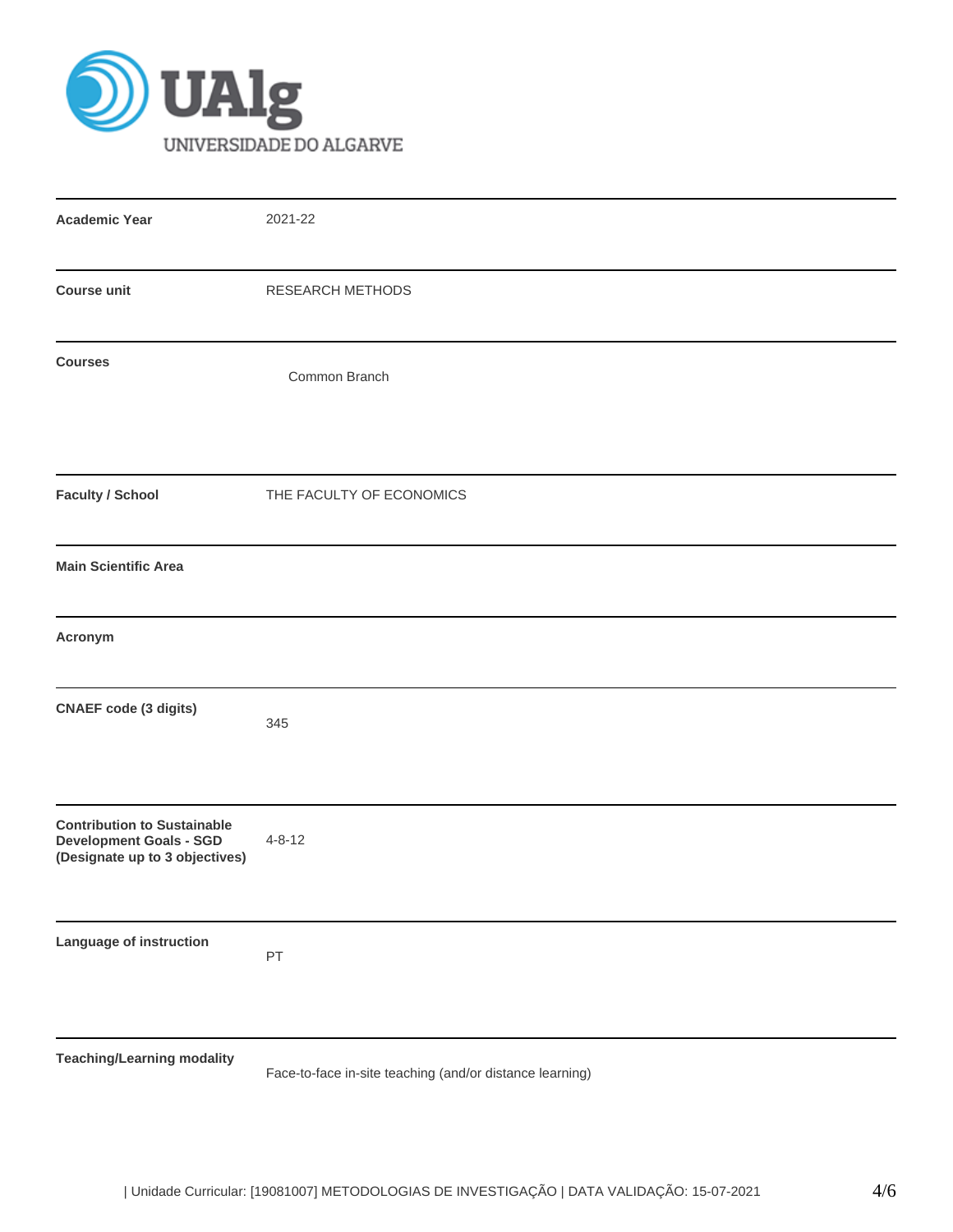| | |
|---|---|
| **Academic Year** | 2021-22 |
| **Course unit** | RESEARCH METHODS |
| **Courses** | Common Branch |
| **Faculty / School** | THE FACULTY OF ECONOMICS |
| **Main Scientific Area** | |
| **Acronym** | |
| **CNAEF code (3 digits)** | 345 |
| **Contribution to Sustainable Development Goals - SGD (Designate up to 3 objectives)** | 4-8-12 |
| **Language of instruction** | PT |
| **Teaching/Learning modality** | Face-to-face in-site teaching (and/or distance learning) |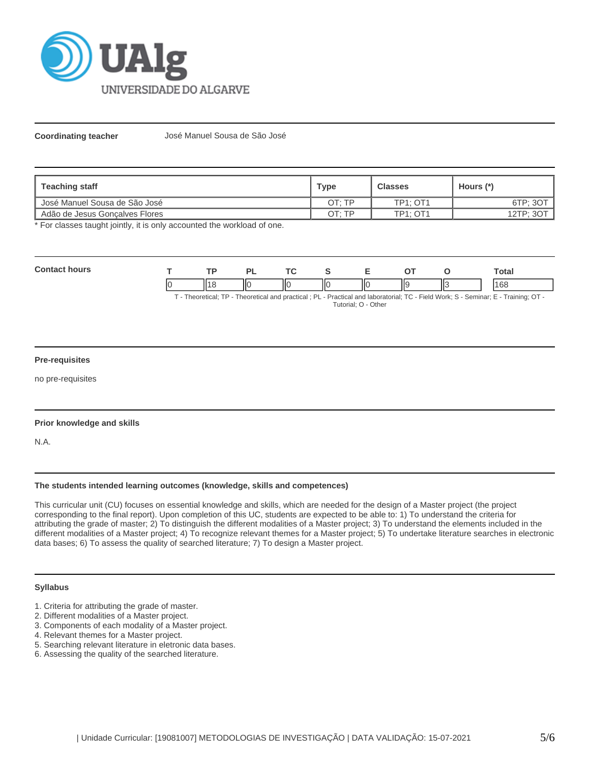**Coordinating teacher** José Manuel Sousa de São José

| Teaching staff | Type | Classes | Hours (*) |
|---|---|---|---|
| José Manuel Sousa de São José | OT; TP | TP1; OT1 | 6TP; 3OT |
| Adão de Jesus Gonçalves Flores | OT; TP | TP1; OT1 | 12TP; 3OT |

* For classes taught jointly, it is only accounted the workload of one.

**Contact hours**

| T | TP | PL | TC | S | E | OT | O | Total |
|---|---|---|---|---|---|---|---|---|
| 0 | 18 | 0 | 0 | 0 | 0 | 9 | 3 | 168 |

T - Theoretical; TP - Theoretical and practical ; PL - Practical and laboratorial; TC - Field Work; S - Seminar; E - Training; OT - Tutorial; O - Other

**Pre-requisites**

no pre-requisites

**Prior knowledge and skills**

N.A.

**The students intended learning outcomes (knowledge, skills and competences)**

This curricular unit (CU) focuses on essential knowledge and skills, which are needed for the design of a Master project (the project corresponding to the final report). Upon completion of this UC, students are expected to be able to: 1) To understand the criteria for attributing the grade of master; 2) To distinguish the different modalities of a Master project; 3) To understand the elements included in the different modalities of a Master project; 4) To recognize relevant themes for a Master project; 5) To undertake literature searches in electronic data bases; 6) To assess the quality of searched literature; 7) To design a Master project.

**Syllabus**

1. Criteria for attributing the grade of master.
2. Different modalities of a Master project.
3. Components of each modality of a Master project.
4. Relevant themes for a Master project.
5. Searching relevant literature in eletronic data bases.
6. Assessing the quality of the searched literature.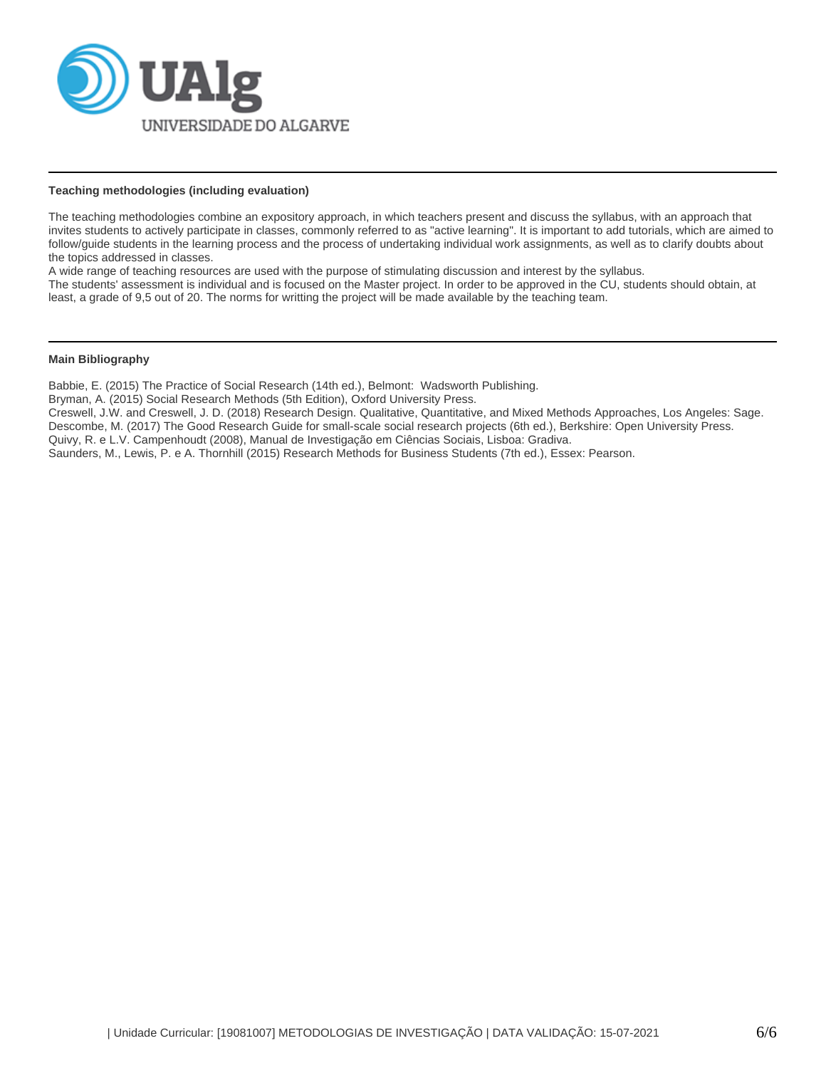#### Teaching methodologies (including evaluation)

The teaching methodologies combine an expository approach, in which teachers present and discuss the syllabus, with an approach that invites students to actively participate in classes, commonly referred to as "active learning". It is important to add tutorials, which are aimed to follow/guide students in the learning process and the process of undertaking individual work assignments, as well as to clarify doubts about the topics addressed in classes.
A wide range of teaching resources are used with the purpose of stimulating discussion and interest by the syllabus.
The students' assessment is individual and is focused on the Master project. In order to be approved in the CU, students should obtain, at least, a grade of 9,5 out of 20. The norms for writting the project will be made available by the teaching team.

#### Main Bibliography

Babbie, E. (2015) The Practice of Social Research (14th ed.), Belmont: Wadsworth Publishing.
Bryman, A. (2015) Social Research Methods (5th Edition), Oxford University Press.
Creswell, J.W. and Creswell, J. D. (2018) Research Design. Qualitative, Quantitative, and Mixed Methods Approaches, Los Angeles: Sage.
Descombe, M. (2017) The Good Research Guide for small-scale social research projects (6th ed.), Berkshire: Open University Press.
Quivy, R. e L.V. Campenhoudt (2008), Manual de Investigação em Ciências Sociais, Lisboa: Gradiva.
Saunders, M., Lewis, P. e A. Thornhill (2015) Research Methods for Business Students (7th ed.), Essex: Pearson.